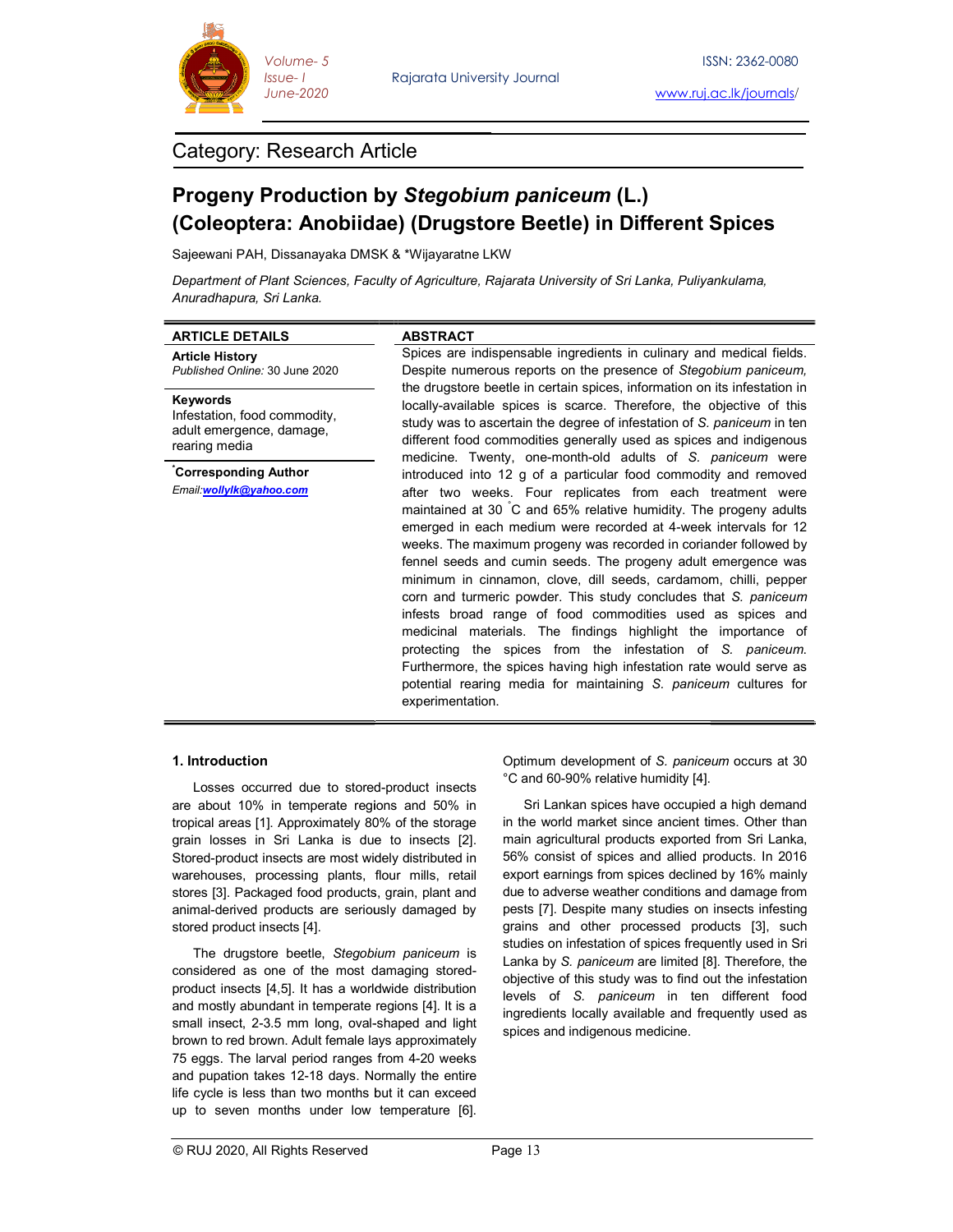Category: Research Article

# Progeny Production by *Stegobium paniceum* (L.) (Coleoptera: Anobiidae) (Drugstore Beetle) in Different Spices

Sajeewani PAH, Dissanayaka DMSK & *Wijayaratne LKW

*Department of Plant Sciences, Faculty of Agriculture, Rajarata University of Sri Lanka, Puliyankulama, Anuradhapura, Sri Lanka.*

**ARTICLE DETAILS**

**Article History**
*Published Online:* 30 June 2020

**Keywords**
Infestation, food commodity, adult emergence, damage, rearing media

**\*Corresponding Author**
*Email:* **wollylk@yahoo.com**

**ABSTRACT**

Spices are indispensable ingredients in culinary and medical fields. Despite numerous reports on the presence of *Stegobium paniceum,* the drugstore beetle in certain spices, information on its infestation in locally-available spices is scarce. Therefore, the objective of this study was to ascertain the degree of infestation of *S. paniceum* in ten different food commodities generally used as spices and indigenous medicine. Twenty, one-month-old adults of *S. paniceum* were introduced into 12 g of a particular food commodity and removed after two weeks. Four replicates from each treatment were maintained at 30 °C and 65% relative humidity. The progeny adults emerged in each medium were recorded at 4-week intervals for 12 weeks. The maximum progeny was recorded in coriander followed by fennel seeds and cumin seeds. The progeny adult emergence was minimum in cinnamon, clove, dill seeds, cardamom, chilli, pepper corn and turmeric powder. This study concludes that *S. paniceum* infests broad range of food commodities used as spices and medicinal materials. The findings highlight the importance of protecting the spices from the infestation of *S. paniceum.* Furthermore, the spices having high infestation rate would serve as potential rearing media for maintaining *S. paniceum* cultures for experimentation.

## 1. Introduction

Losses occurred due to stored-product insects are about 10% in temperate regions and 50% in tropical areas [1]. Approximately 80% of the storage grain losses in Sri Lanka is due to insects [2]. Stored-product insects are most widely distributed in warehouses, processing plants, flour mills, retail stores [3]. Packaged food products, grain, plant and animal-derived products are seriously damaged by stored product insects [4].

The drugstore beetle, *Stegobium paniceum* is considered as one of the most damaging stored-product insects [4,5]. It has a worldwide distribution and mostly abundant in temperate regions [4]. It is a small insect, 2-3.5 mm long, oval-shaped and light brown to red brown. Adult female lays approximately 75 eggs. The larval period ranges from 4-20 weeks and pupation takes 12-18 days. Normally the entire life cycle is less than two months but it can exceed up to seven months under low temperature [6]. Optimum development of *S. paniceum* occurs at 30 °C and 60-90% relative humidity [4].

Sri Lankan spices have occupied a high demand in the world market since ancient times. Other than main agricultural products exported from Sri Lanka, 56% consist of spices and allied products. In 2016 export earnings from spices declined by 16% mainly due to adverse weather conditions and damage from pests [7]. Despite many studies on insects infesting grains and other processed products [3], such studies on infestation of spices frequently used in Sri Lanka by *S. paniceum* are limited [8]. Therefore, the objective of this study was to find out the infestation levels of *S. paniceum* in ten different food ingredients locally available and frequently used as spices and indigenous medicine.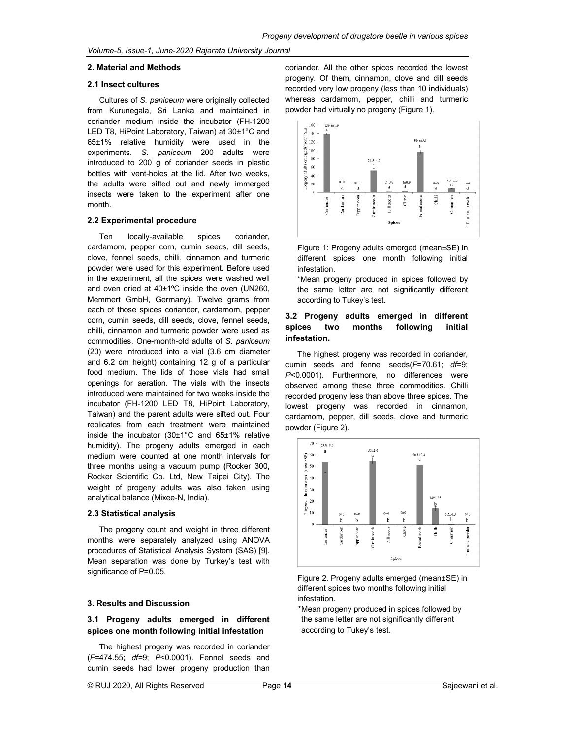## 2. Material and Methods

### 2.1 Insect cultures

Cultures of *S. paniceum* were originally collected from Kurunegala, Sri Lanka and maintained in coriander medium inside the incubator (FH-1200 LED T8, HiPoint Laboratory, Taiwan) at 30±1°C and 65±1% relative humidity were used in the experiments. *S. paniceum* 200 adults were introduced to 200 g of coriander seeds in plastic bottles with vent-holes at the lid. After two weeks, the adults were sifted out and newly immerged insects were taken to the experiment after one month.

### 2.2 Experimental procedure

Ten locally-available spices coriander, cardamom, pepper corn, cumin seeds, dill seeds, clove, fennel seeds, chilli, cinnamon and turmeric powder were used for this experiment. Before used in the experiment, all the spices were washed well and oven dried at 40±1ºC inside the oven (UN260, Memmert GmbH, Germany). Twelve grams from each of those spices coriander, cardamom, pepper corn, cumin seeds, dill seeds, clove, fennel seeds, chilli, cinnamon and turmeric powder were used as commodities. One-month-old adults of *S. paniceum* (20) were introduced into a vial (3.6 cm diameter and 6.2 cm height) containing 12 g of a particular food medium. The lids of those vials had small openings for aeration. The vials with the insects introduced were maintained for two weeks inside the incubator (FH-1200 LED T8, HiPoint Laboratory, Taiwan) and the parent adults were sifted out. Four replicates from each treatment were maintained inside the incubator (30±1°C and 65±1% relative humidity). The progeny adults emerged in each medium were counted at one month intervals for three months using a vacuum pump (Rocker 300, Rocker Scientific Co. Ltd, New Taipei City). The weight of progeny adults was also taken using analytical balance (Mixee-N, India).

### 2.3 Statistical analysis

The progeny count and weight in three different months were separately analyzed using ANOVA procedures of Statistical Analysis System (SAS) [9]. Mean separation was done by Turkey's test with significance of P=0.05.

## 3. Results and Discussion

### 3.1 Progeny adults emerged in different spices one month following initial infestation

The highest progeny was recorded in coriander ($F$=474.55; $df$=9; $P$<0.0001). Fennel seeds and cumin seeds had lower progeny production than coriander. All the other spices recorded the lowest progeny. Of them, cinnamon, clove and dill seeds recorded very low progeny (less than 10 individuals) whereas cardamom, pepper, chilli and turmeric powder had virtually no progeny (Figure 1).

Figure 1: Progeny adults emerged (mean±SE) in different spices one month following initial infestation.

*Mean progeny produced in spices followed by the same letter are not significantly different according to Tukey's test.

### 3.2 Progeny adults emerged in different spices two months following initial infestation.

The highest progeny was recorded in coriander, cumin seeds and fennel seeds($F$=70.61; $df$=9; $P$<0.0001). Furthermore, no differences were observed among these three commodities. Chilli recorded progeny less than above three spices. The lowest progeny was recorded in cinnamon, cardamom, pepper, dill seeds, clove and turmeric powder (Figure 2).

Figure 2. Progeny adults emerged (mean±SE) in different spices two months following initial infestation.

*Mean progeny produced in spices followed by the same letter are not significantly different according to Tukey's test.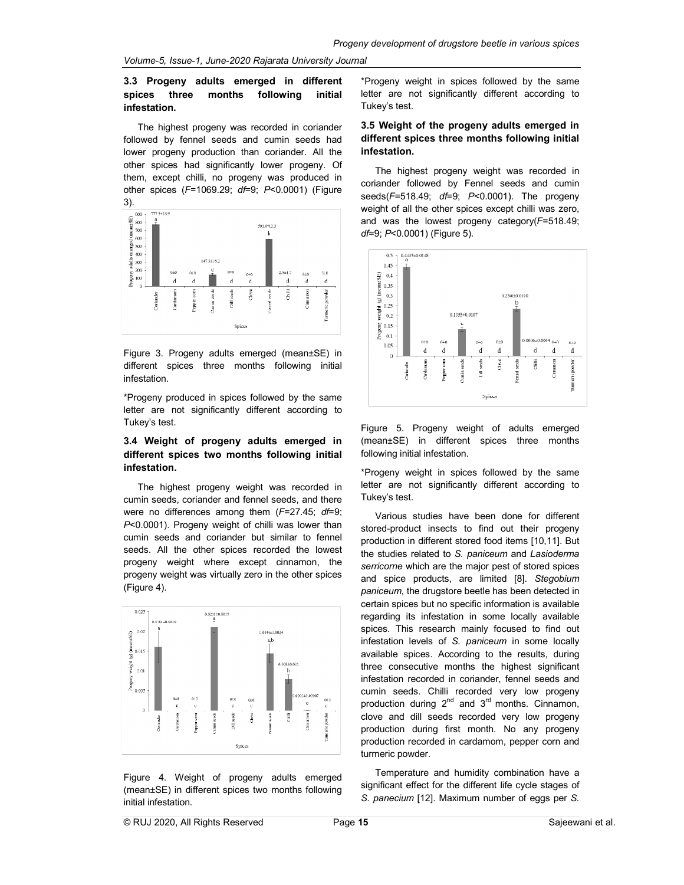### 3.3 Progeny adults emerged in different spices three months following initial infestation.

The highest progeny was recorded in coriander followed by fennel seeds and cumin seeds had lower progeny production than coriander. All the other spices had significantly lower progeny. Of them, except chilli, no progeny was produced in other spices (*F*=1069.29; *df*=9; *P*<0.0001) (Figure 3).

Figure 3. Progeny adults emerged (mean±SE) in different spices three months following initial infestation.

*Progeny produced in spices followed by the same letter are not significantly different according to Tukey's test.

### 3.4 Weight of progeny adults emerged in different spices two months following initial infestation.

The highest progeny weight was recorded in cumin seeds, coriander and fennel seeds, and there were no differences among them (*F*=27.45; *df*=9; *P*<0.0001). Progeny weight of chilli was lower than cumin seeds and coriander but similar to fennel seeds. All the other spices recorded the lowest progeny weight where except cinnamon, the progeny weight was virtually zero in the other spices (Figure 4).

Figure 4. Weight of progeny adults emerged (mean±SE) in different spices two months following initial infestation.

*Progeny weight in spices followed by the same letter are not significantly different according to Tukey's test.

### 3.5 Weight of the progeny adults emerged in different spices three months following initial infestation.

The highest progeny weight was recorded in coriander followed by Fennel seeds and cumin seeds(*F*=518.49; *df*=9; *P*<0.0001). The progeny weight of all the other spices except chilli was zero, and was the lowest progeny category(*F*=518.49; *df*=9; *P*<0.0001) (Figure 5).

Figure 5. Progeny weight of adults emerged (mean±SE) in different spices three months following initial infestation.

*Progeny weight in spices followed by the same letter are not significantly different according to Tukey's test.

Various studies have been done for different stored-product insects to find out their progeny production in different stored food items [10,11]. But the studies related to *S. paniceum* and *Lasioderma serricorne* which are the major pest of stored spices and spice products, are limited [8]. *Stegobium paniceum*, the drugstore beetle has been detected in certain spices but no specific information is available regarding its infestation in some locally available spices. This research mainly focused to find out infestation levels of *S. paniceum* in some locally available spices. According to the results, during three consecutive months the highest significant infestation recorded in coriander, fennel seeds and cumin seeds. Chilli recorded very low progeny production during 2nd and 3rd months. Cinnamon, clove and dill seeds recorded very low progeny production during first month. No any progeny production recorded in cardamom, pepper corn and turmeric powder.

Temperature and humidity combination have a significant effect for the different life cycle stages of *S. panecium* [12]. Maximum number of eggs per *S.*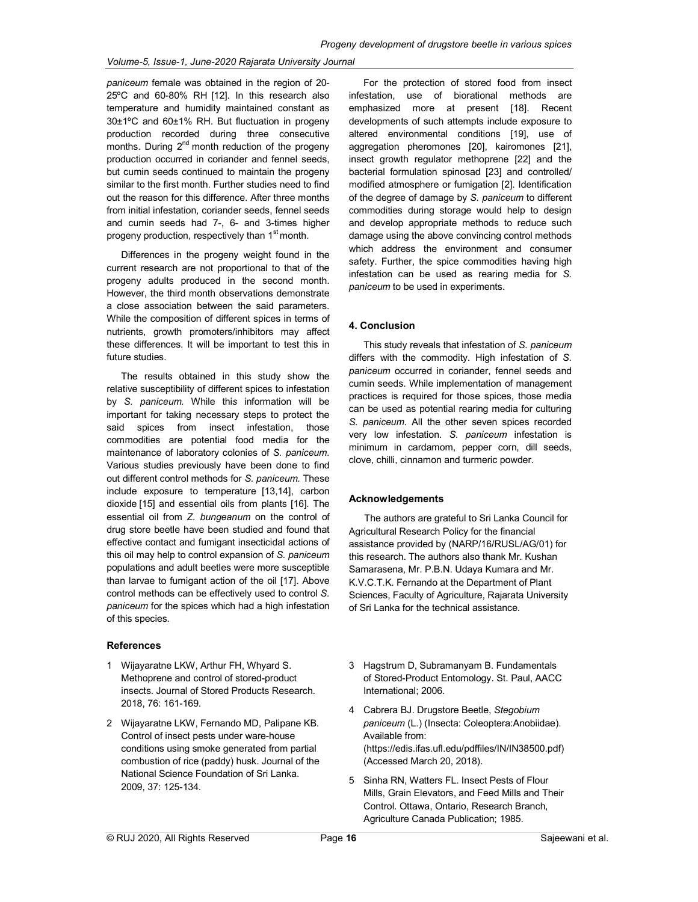*paniceum* female was obtained in the region of 20-25ºC and 60-80% RH [12]. In this research also temperature and humidity maintained constant as 30±1ºC and 60±1% RH. But fluctuation in progeny production recorded during three consecutive months. During 2[nd] month reduction of the progeny production occurred in coriander and fennel seeds, but cumin seeds continued to maintain the progeny similar to the first month. Further studies need to find out the reason for this difference. After three months from initial infestation, coriander seeds, fennel seeds and cumin seeds had 7-, 6- and 3-times higher progeny production, respectively than 1[st] month.

Differences in the progeny weight found in the current research are not proportional to that of the progeny adults produced in the second month. However, the third month observations demonstrate a close association between the said parameters. While the composition of different spices in terms of nutrients, growth promoters/inhibitors may affect these differences. It will be important to test this in future studies.

The results obtained in this study show the relative susceptibility of different spices to infestation by *S. paniceum.* While this information will be important for taking necessary steps to protect the said spices from insect infestation, those commodities are potential food media for the maintenance of laboratory colonies of *S. paniceum*. Various studies previously have been done to find out different control methods for *S. paniceum.* These include exposure to temperature [13,14], carbon dioxide [15] and essential oils from plants [16]. The essential oil from *Z. bungeanum* on the control of drug store beetle have been studied and found that effective contact and fumigant insecticidal actions of this oil may help to control expansion of *S. paniceum* populations and adult beetles were more susceptible than larvae to fumigant action of the oil [17]. Above control methods can be effectively used to control *S. paniceum* for the spices which had a high infestation of this species.

For the protection of stored food from insect infestation, use of biorational methods are emphasized more at present [18]. Recent developments of such attempts include exposure to altered environmental conditions [19], use of aggregation pheromones [20], kairomones [21], insect growth regulator methoprene [22] and the bacterial formulation spinosad [23] and controlled/ modified atmosphere or fumigation [2]. Identification of the degree of damage by *S. paniceum* to different commodities during storage would help to design and develop appropriate methods to reduce such damage using the above convincing control methods which address the environment and consumer safety. Further, the spice commodities having high infestation can be used as rearing media for *S. paniceum* to be used in experiments.

## 4. Conclusion

This study reveals that infestation of *S. paniceum* differs with the commodity. High infestation of *S. paniceum* occurred in coriander, fennel seeds and cumin seeds. While implementation of management practices is required for those spices, those media can be used as potential rearing media for culturing *S. paniceum.* All the other seven spices recorded very low infestation. *S. paniceum* infestation is minimum in cardamom, pepper corn, dill seeds, clove, chilli, cinnamon and turmeric powder.

## Acknowledgements

The authors are grateful to Sri Lanka Council for Agricultural Research Policy for the financial assistance provided by (NARP/16/RUSL/AG/01) for this research. The authors also thank Mr. Kushan Samarasena, Mr. P.B.N. Udaya Kumara and Mr. K.V.C.T.K. Fernando at the Department of Plant Sciences, Faculty of Agriculture, Rajarata University of Sri Lanka for the technical assistance.

## References

1. Wijayaratne LKW, Arthur FH, Whyard S. Methoprene and control of stored-product insects. Journal of Stored Products Research. 2018, 76: 161-169.
2. Wijayaratne LKW, Fernando MD, Palipane KB. Control of insect pests under ware-house conditions using smoke generated from partial combustion of rice (paddy) husk. Journal of the National Science Foundation of Sri Lanka. 2009, 37: 125-134.
3. Hagstrum D, Subramanyam B. Fundamentals of Stored-Product Entomology. St. Paul, AACC International; 2006.
4. Cabrera BJ. Drugstore Beetle, *Stegobium paniceum* (L.) (Insecta: Coleoptera:Anobiidae). Available from: (https://edis.ifas.ufl.edu/pdffiles/IN/IN38500.pdf) (Accessed March 20, 2018).
5. Sinha RN, Watters FL. Insect Pests of Flour Mills, Grain Elevators, and Feed Mills and Their Control. Ottawa, Ontario, Research Branch, Agriculture Canada Publication; 1985.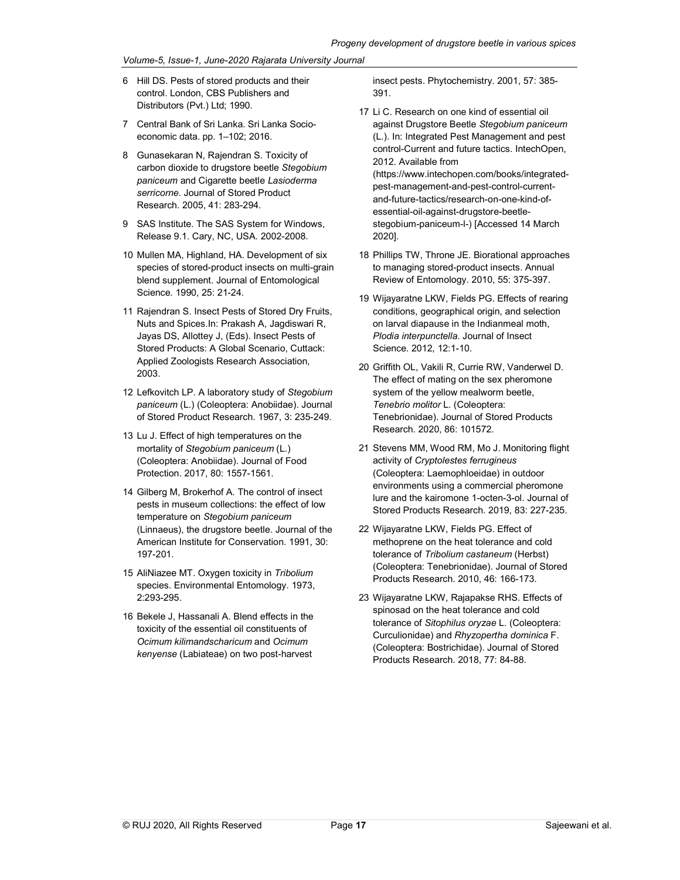6. Hill DS. Pests of stored products and their control. London, CBS Publishers and Distributors (Pvt.) Ltd; 1990.
7. Central Bank of Sri Lanka. Sri Lanka Socio-economic data. pp. 1–102; 2016.
8. Gunasekaran N, Rajendran S. Toxicity of carbon dioxide to drugstore beetle *Stegobium paniceum* and Cigarette beetle *Lasioderma serricorne*. Journal of Stored Product Research. 2005, 41: 283-294.
9. SAS Institute. The SAS System for Windows, Release 9.1. Cary, NC, USA. 2002-2008.
10. Mullen MA, Highland, HA. Development of six species of stored-product insects on multi-grain blend supplement. Journal of Entomological Science. 1990, 25: 21-24.
11. Rajendran S. Insect Pests of Stored Dry Fruits, Nuts and Spices.In: Prakash A, Jagdiswari R, Jayas DS, Allottey J, (Eds). Insect Pests of Stored Products: A Global Scenario, Cuttack: Applied Zoologists Research Association, 2003.
12. Lefkovitch LP. A laboratory study of *Stegobium paniceum* (L.) (Coleoptera: Anobiidae). Journal of Stored Product Research. 1967, 3: 235-249.
13. Lu J. Effect of high temperatures on the mortality of *Stegobium paniceum* (L.) (Coleoptera: Anobiidae). Journal of Food Protection. 2017, 80: 1557-1561.
14. Gilberg M, Brokerhof A. The control of insect pests in museum collections: the effect of low temperature on *Stegobium paniceum* (Linnaeus), the drugstore beetle. Journal of the American Institute for Conservation. 1991, 30: 197-201.
15. AliNiazee MT. Oxygen toxicity in *Tribolium* species. Environmental Entomology. 1973, 2:293-295.
16. Bekele J, Hassanali A. Blend effects in the toxicity of the essential oil constituents of *Ocimum kilimandscharicum* and *Ocimum kenyense* (Labiateae) on two post-harvest insect pests. Phytochemistry. 2001, 57: 385-391.
17. Li C. Research on one kind of essential oil against Drugstore Beetle *Stegobium paniceum* (L.). In: Integrated Pest Management and pest control-Current and future tactics. IntechOpen, 2012. Available from (https://www.intechopen.com/books/integrated-pest-management-and-pest-control-current-and-future-tactics/research-on-one-kind-of-essential-oil-against-drugstore-beetle-stegobium-paniceum-l-) [Accessed 14 March 2020].
18. Phillips TW, Throne JE. Biorational approaches to managing stored-product insects. Annual Review of Entomology. 2010, 55: 375-397.
19. Wijayaratne LKW, Fields PG. Effects of rearing conditions, geographical origin, and selection on larval diapause in the Indianmeal moth, *Plodia interpunctella*. Journal of Insect Science. 2012, 12:1-10.
20. Griffith OL, Vakili R, Currie RW, Vanderwel D. The effect of mating on the sex pheromone system of the yellow mealworm beetle, *Tenebrio molitor* L. (Coleoptera: Tenebrionidae). Journal of Stored Products Research. 2020, 86: 101572.
21. Stevens MM, Wood RM, Mo J. Monitoring flight activity of *Cryptolestes ferrugineus* (Coleoptera: Laemophloeidae) in outdoor environments using a commercial pheromone lure and the kairomone 1-octen-3-ol. Journal of Stored Products Research. 2019, 83: 227-235.
22. Wijayaratne LKW, Fields PG. Effect of methoprene on the heat tolerance and cold tolerance of *Tribolium castaneum* (Herbst) (Coleoptera: Tenebrionidae). Journal of Stored Products Research. 2010, 46: 166-173.
23. Wijayaratne LKW, Rajapakse RHS. Effects of spinosad on the heat tolerance and cold tolerance of *Sitophilus oryzae* L. (Coleoptera: Curculionidae) and *Rhyzopertha dominica* F. (Coleoptera: Bostrichidae). Journal of Stored Products Research. 2018, 77: 84-88.